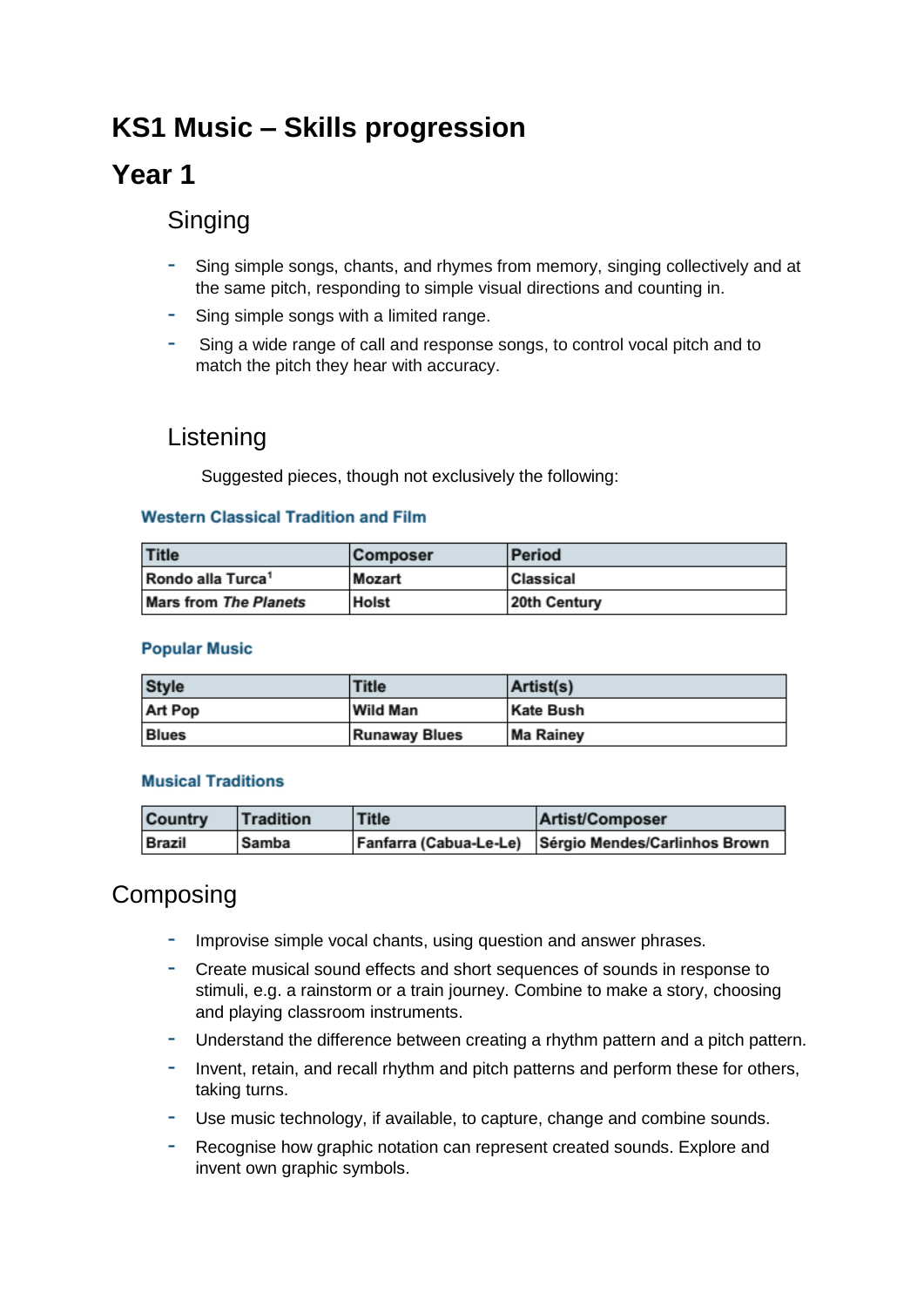# KS1 Music – Skills progression

## Year 1

### Singing

- Sing simple songs, chants, and rhymes from memory, singing collectively and at the same pitch, responding to simple visual directions and counting in.
- Sing simple songs with a limited range.
- Sing a wide range of call and response songs, to control vocal pitch and to match the pitch they hear with accuracy.

### Listening

Suggested pieces, though not exclusively the following:

#### Western Classical Tradition and Film

| Title | Composer | Period |
| --- | --- | --- |
| **Rondo alla Turca**[1] | **Mozart** | **Classical** |
| **Mars from *The Planets*** | **Holst** | **20th Century** |

#### Popular Music

| Style | Title | Artist(s) |
| --- | --- | --- |
| **Art Pop** | **Wild Man** | **Kate Bush** |
| **Blues** | **Runaway Blues** | **Ma Rainey** |

#### Musical Traditions

| Country | Tradition | Title | Artist/Composer |
| --- | --- | --- | --- |
| **Brazil** | **Samba** | **Fanfarra (Cabua-Le-Le)** | **Sérgio Mendes/Carlinhos Brown** |

## Composing

- Improvise simple vocal chants, using question and answer phrases.
- Create musical sound effects and short sequences of sounds in response to stimuli, e.g. a rainstorm or a train journey. Combine to make a story, choosing and playing classroom instruments.
- Understand the difference between creating a rhythm pattern and a pitch pattern.
- Invent, retain, and recall rhythm and pitch patterns and perform these for others, taking turns.
- Use music technology, if available, to capture, change and combine sounds.
- Recognise how graphic notation can represent created sounds. Explore and invent own graphic symbols.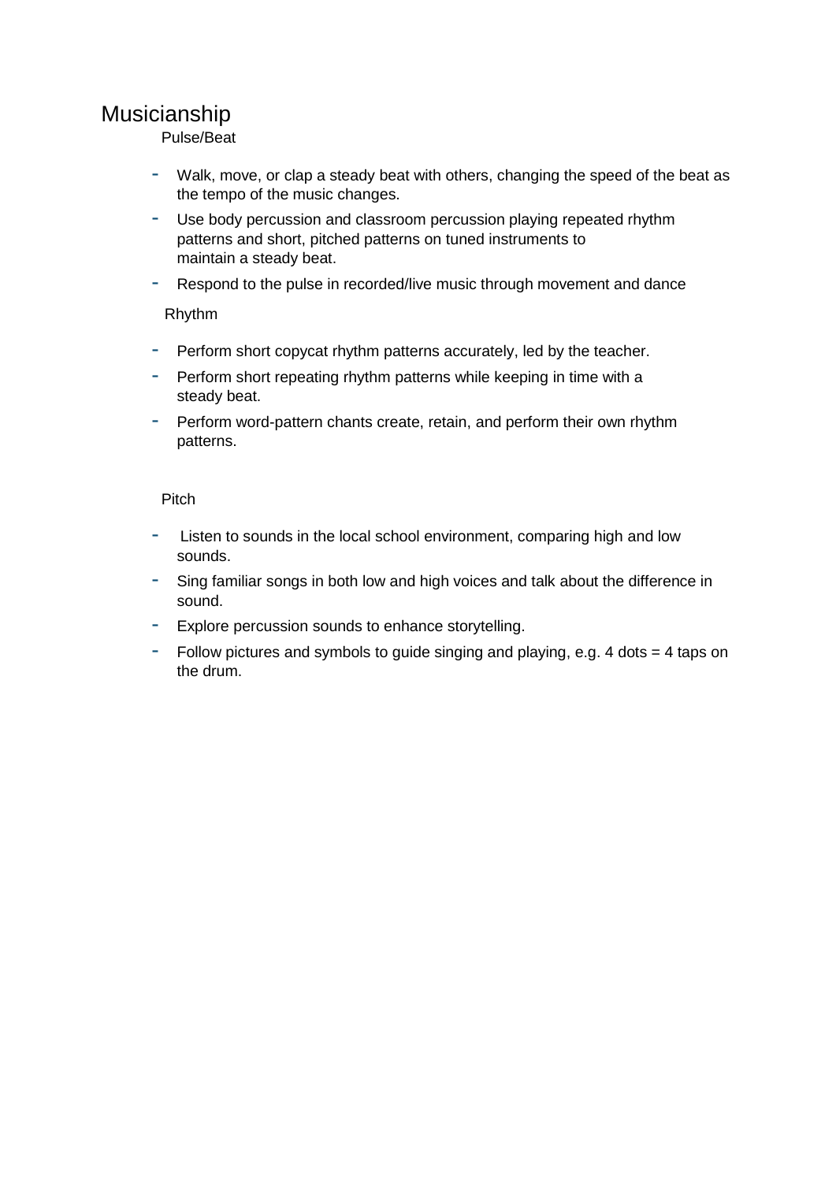# Musicianship

## Pulse/Beat

- Walk, move, or clap a steady beat with others, changing the speed of the beat as the tempo of the music changes.
- Use body percussion and classroom percussion playing repeated rhythm patterns and short, pitched patterns on tuned instruments to maintain a steady beat.
- Respond to the pulse in recorded/live music through movement and dance

## Rhythm

- Perform short copycat rhythm patterns accurately, led by the teacher.
- Perform short repeating rhythm patterns while keeping in time with a steady beat.
- Perform word-pattern chants create, retain, and perform their own rhythm patterns.

## Pitch

- Listen to sounds in the local school environment, comparing high and low sounds.
- Sing familiar songs in both low and high voices and talk about the difference in sound.
- Explore percussion sounds to enhance storytelling.
- Follow pictures and symbols to guide singing and playing, e.g. 4 dots = 4 taps on the drum.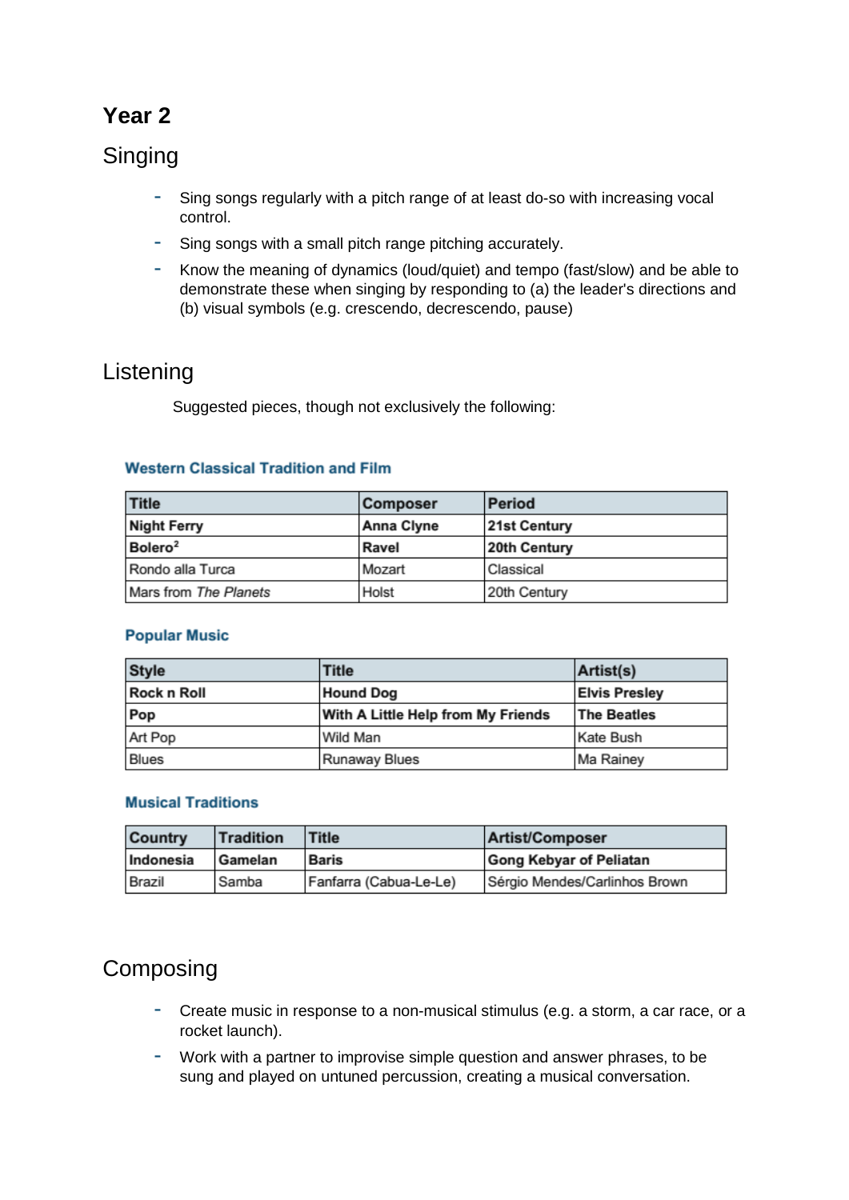# Year 2

## Singing

- Sing songs regularly with a pitch range of at least do-so with increasing vocal control.
- Sing songs with a small pitch range pitching accurately.
- Know the meaning of dynamics (loud/quiet) and tempo (fast/slow) and be able to demonstrate these when singing by responding to (a) the leader's directions and (b) visual symbols (e.g. crescendo, decrescendo, pause)

## Listening

Suggested pieces, though not exclusively the following:

### Western Classical Tradition and Film

| Title | Composer | Period |
|---|---|---|
| **Night Ferry** | **Anna Clyne** | **21st Century** |
| **Bolero[2]** | **Ravel** | **20th Century** |
| Rondo alla Turca | Mozart | Classical |
| Mars from *The Planets* | Holst | 20th Century |

### Popular Music

| Style | Title | Artist(s) |
|---|---|---|
| **Rock n Roll** | **Hound Dog** | **Elvis Presley** |
| **Pop** | **With A Little Help from My Friends** | **The Beatles** |
| Art Pop | Wild Man | Kate Bush |
| Blues | Runaway Blues | Ma Rainey |

### Musical Traditions

| Country | Tradition | Title | Artist/Composer |
|---|---|---|---|
| **Indonesia** | **Gamelan** | **Baris** | **Gong Kebyar of Peliatan** |
| Brazil | Samba | Fanfarra (Cabua-Le-Le) | Sérgio Mendes/Carlinhos Brown |

## Composing

- Create music in response to a non-musical stimulus (e.g. a storm, a car race, or a rocket launch).
- Work with a partner to improvise simple question and answer phrases, to be sung and played on untuned percussion, creating a musical conversation.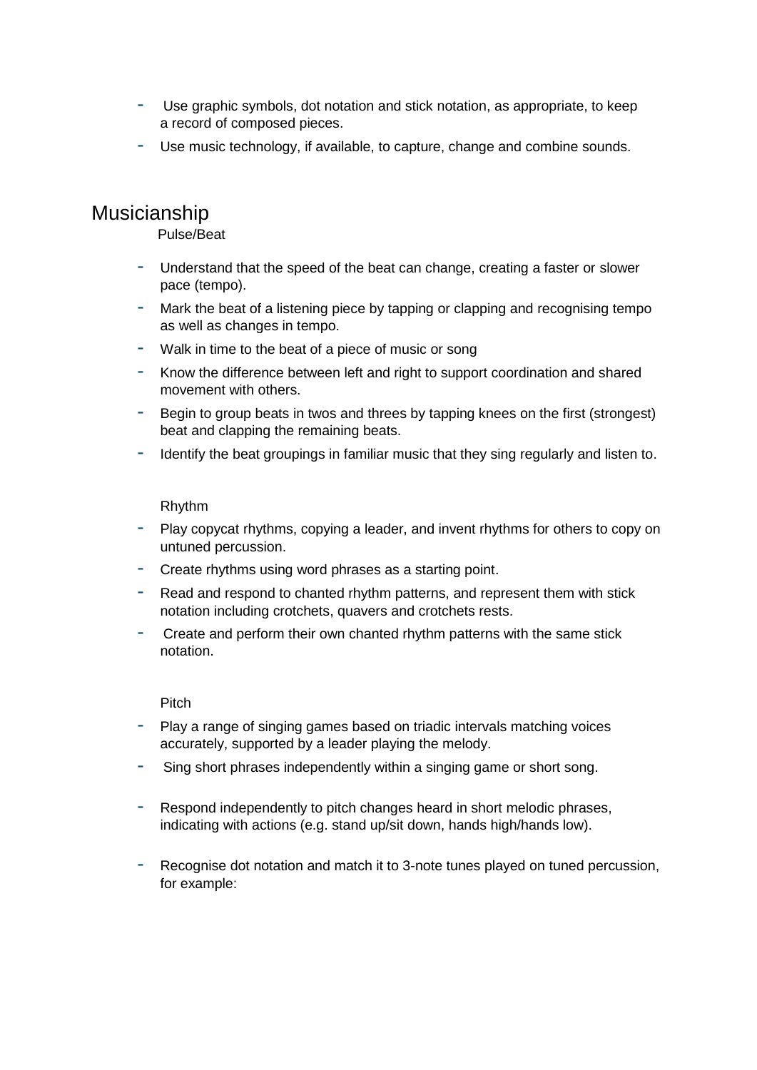- Use graphic symbols, dot notation and stick notation, as appropriate, to keep a record of composed pieces.
- Use music technology, if available, to capture, change and combine sounds.

## Musicianship

### Pulse/Beat

- Understand that the speed of the beat can change, creating a faster or slower pace (tempo).
- Mark the beat of a listening piece by tapping or clapping and recognising tempo as well as changes in tempo.
- Walk in time to the beat of a piece of music or song
- Know the difference between left and right to support coordination and shared movement with others.
- Begin to group beats in twos and threes by tapping knees on the first (strongest) beat and clapping the remaining beats.
- Identify the beat groupings in familiar music that they sing regularly and listen to.

### Rhythm

- Play copycat rhythms, copying a leader, and invent rhythms for others to copy on untuned percussion.
- Create rhythms using word phrases as a starting point.
- Read and respond to chanted rhythm patterns, and represent them with stick notation including crotchets, quavers and crotchets rests.
- Create and perform their own chanted rhythm patterns with the same stick notation.

### Pitch

- Play a range of singing games based on triadic intervals matching voices accurately, supported by a leader playing the melody.
- Sing short phrases independently within a singing game or short song.
- Respond independently to pitch changes heard in short melodic phrases, indicating with actions (e.g. stand up/sit down, hands high/hands low).
- Recognise dot notation and match it to 3-note tunes played on tuned percussion, for example: